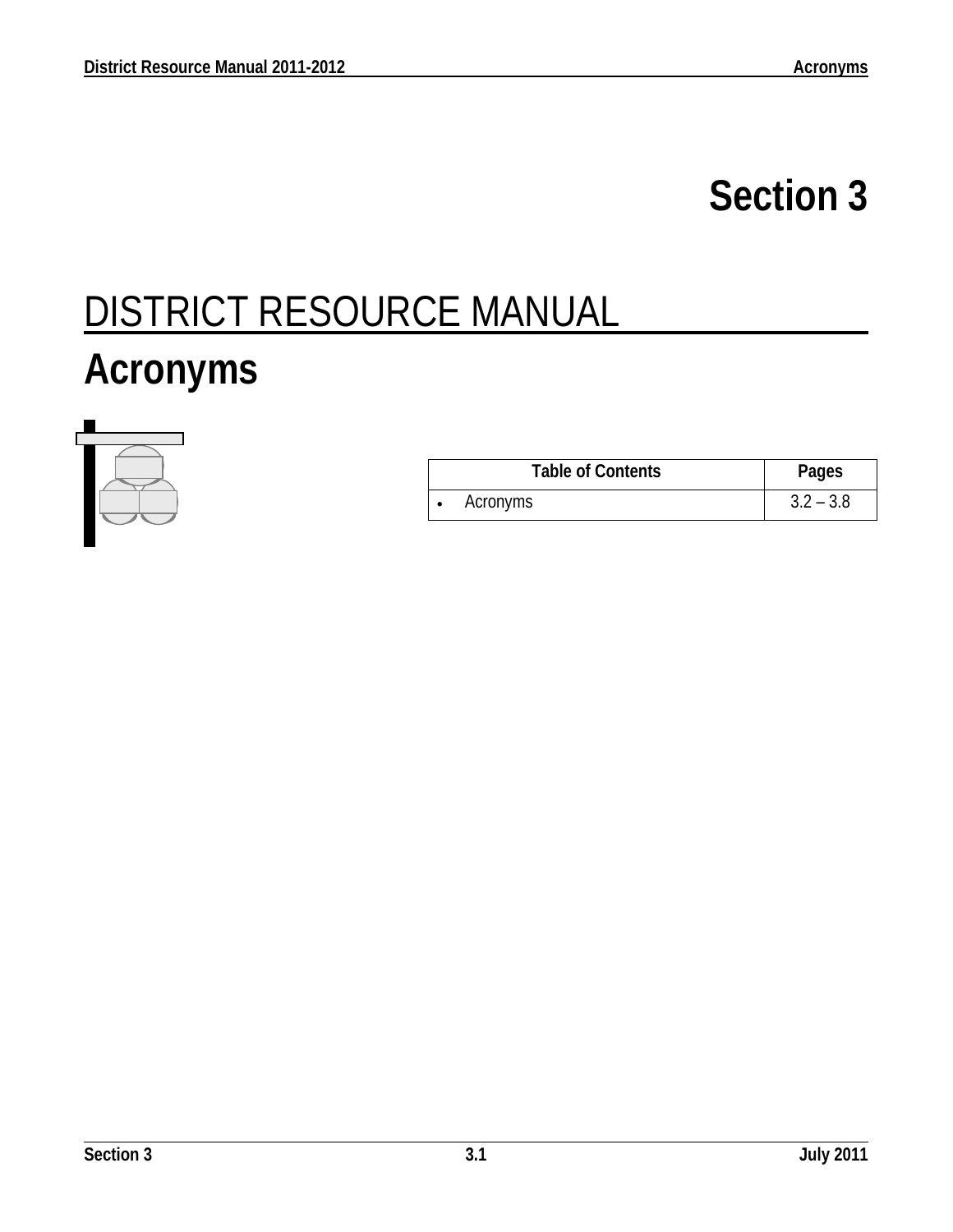# Section 3

# DISTRICT RESOURCE MANUAL

## Acronyms

| Table of Contents | Pages |
|---|---|
| • Acronyms | 3.2 – 3.8 |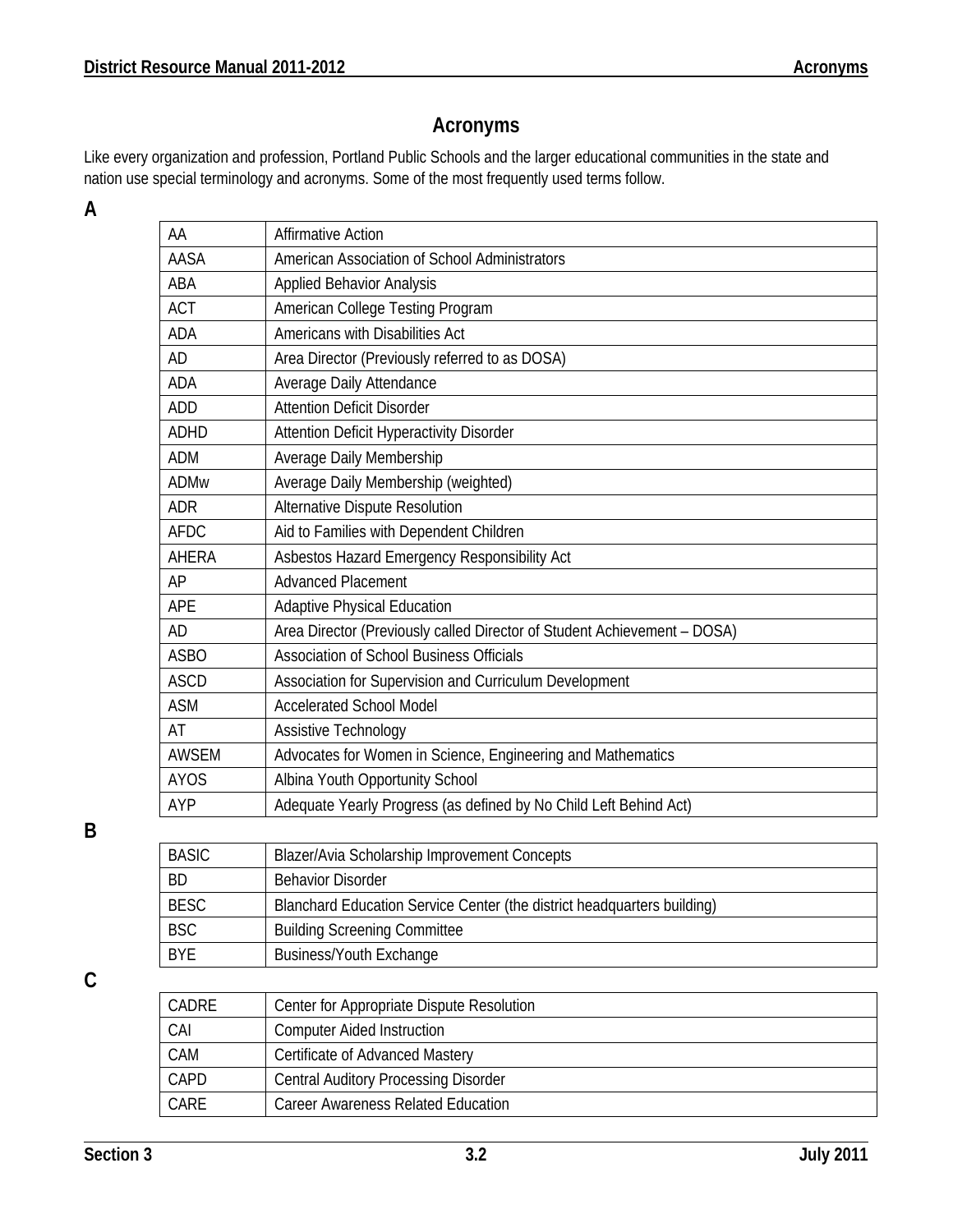# Acronyms

Like every organization and profession, Portland Public Schools and the larger educational communities in the state and nation use special terminology and acronyms. Some of the most frequently used terms follow.

## A

| | |
|---|---|
| AA | Affirmative Action |
| AASA | American Association of School Administrators |
| ABA | Applied Behavior Analysis |
| ACT | American College Testing Program |
| ADA | Americans with Disabilities Act |
| AD | Area Director (Previously referred to as DOSA) |
| ADA | Average Daily Attendance |
| ADD | Attention Deficit Disorder |
| ADHD | Attention Deficit Hyperactivity Disorder |
| ADM | Average Daily Membership |
| ADMw | Average Daily Membership (weighted) |
| ADR | Alternative Dispute Resolution |
| AFDC | Aid to Families with Dependent Children |
| AHERA | Asbestos Hazard Emergency Responsibility Act |
| AP | Advanced Placement |
| APE | Adaptive Physical Education |
| AD | Area Director (Previously called Director of Student Achievement – DOSA) |
| ASBO | Association of School Business Officials |
| ASCD | Association for Supervision and Curriculum Development |
| ASM | Accelerated School Model |
| AT | Assistive Technology |
| AWSEM | Advocates for Women in Science, Engineering and Mathematics |
| AYOS | Albina Youth Opportunity School |
| AYP | Adequate Yearly Progress (as defined by No Child Left Behind Act) |

## B

| | |
|---|---|
| BASIC | Blazer/Avia Scholarship Improvement Concepts |
| BD | Behavior Disorder |
| BESC | Blanchard Education Service Center (the district headquarters building) |
| BSC | Building Screening Committee |
| BYE | Business/Youth Exchange |

## C

| | |
|---|---|
| CADRE | Center for Appropriate Dispute Resolution |
| CAI | Computer Aided Instruction |
| CAM | Certificate of Advanced Mastery |
| CAPD | Central Auditory Processing Disorder |
| CARE | Career Awareness Related Education |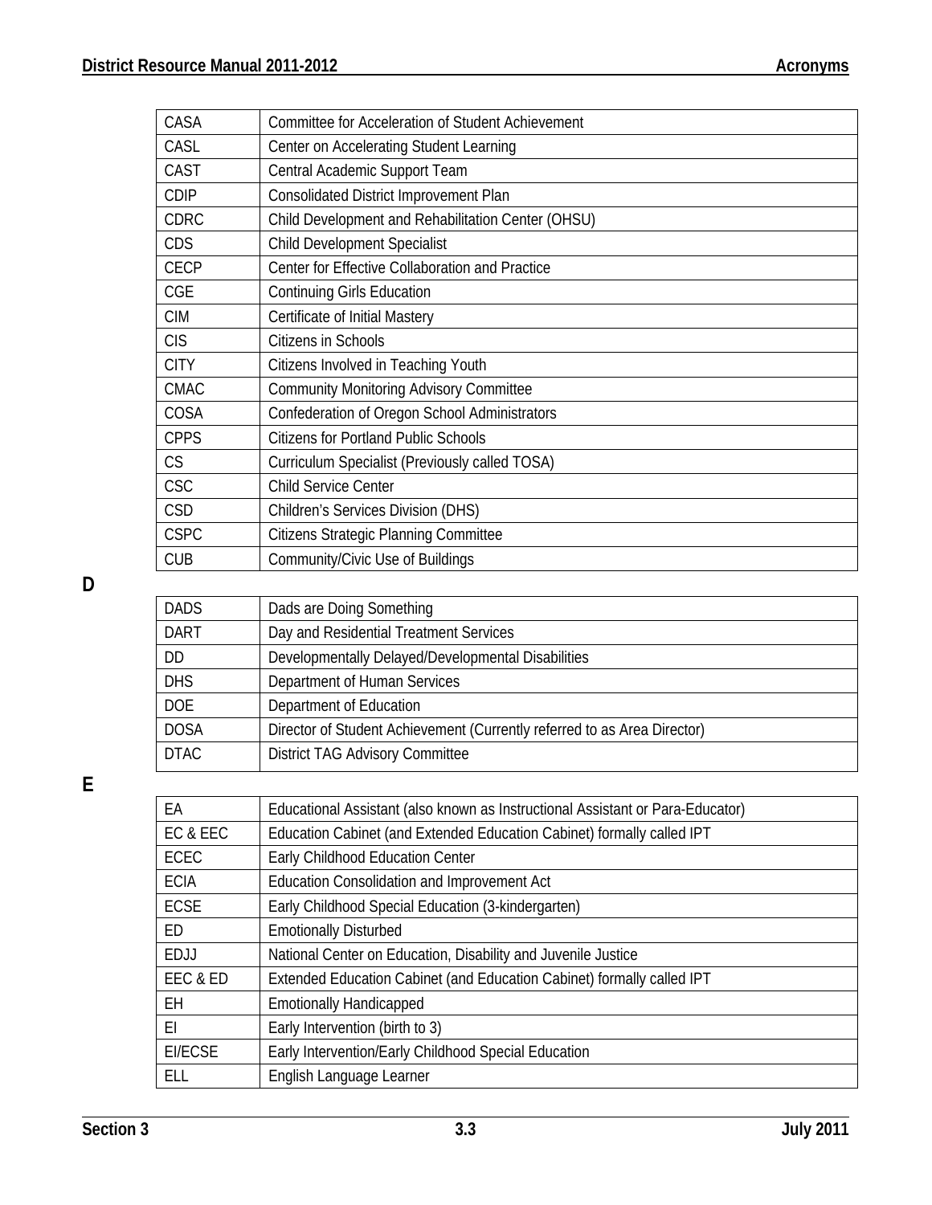| | |
|---|---|
| CASA | Committee for Acceleration of Student Achievement |
| CASL | Center on Accelerating Student Learning |
| CAST | Central Academic Support Team |
| CDIP | Consolidated District Improvement Plan |
| CDRC | Child Development and Rehabilitation Center (OHSU) |
| CDS | Child Development Specialist |
| CECP | Center for Effective Collaboration and Practice |
| CGE | Continuing Girls Education |
| CIM | Certificate of Initial Mastery |
| CIS | Citizens in Schools |
| CITY | Citizens Involved in Teaching Youth |
| CMAC | Community Monitoring Advisory Committee |
| COSA | Confederation of Oregon School Administrators |
| CPPS | Citizens for Portland Public Schools |
| CS | Curriculum Specialist (Previously called TOSA) |
| CSC | Child Service Center |
| CSD | Children's Services Division (DHS) |
| CSPC | Citizens Strategic Planning Committee |
| CUB | Community/Civic Use of Buildings |

**D**

| | |
|---|---|
| DADS | Dads are Doing Something |
| DART | Day and Residential Treatment Services |
| DD | Developmentally Delayed/Developmental Disabilities |
| DHS | Department of Human Services |
| DOE | Department of Education |
| DOSA | Director of Student Achievement (Currently referred to as Area Director) |
| DTAC | District TAG Advisory Committee |

**E**

| | |
|---|---|
| EA | Educational Assistant (also known as Instructional Assistant or Para-Educator) |
| EC & EEC | Education Cabinet (and Extended Education Cabinet) formally called IPT |
| ECEC | Early Childhood Education Center |
| ECIA | Education Consolidation and Improvement Act |
| ECSE | Early Childhood Special Education (3-kindergarten) |
| ED | Emotionally Disturbed |
| EDJJ | National Center on Education, Disability and Juvenile Justice |
| EEC & ED | Extended Education Cabinet (and Education Cabinet) formally called IPT |
| EH | Emotionally Handicapped |
| EI | Early Intervention (birth to 3) |
| EI/ECSE | Early Intervention/Early Childhood Special Education |
| ELL | English Language Learner |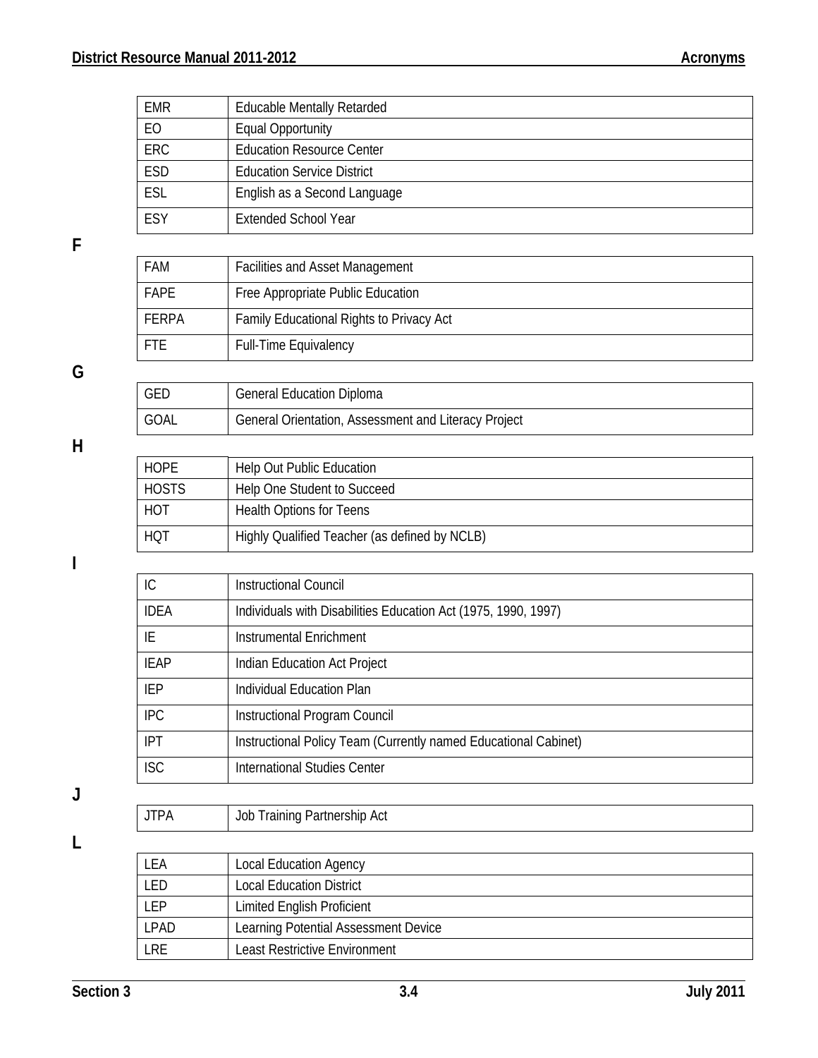| | |
|---|---|
| EMR | Educable Mentally Retarded |
| EO | Equal Opportunity |
| ERC | Education Resource Center |
| ESD | Education Service District |
| ESL | English as a Second Language |
| ESY | Extended School Year |

## F

| | |
|---|---|
| FAM | Facilities and Asset Management |
| FAPE | Free Appropriate Public Education |
| FERPA | Family Educational Rights to Privacy Act |
| FTE | Full-Time Equivalency |

## G

| | |
|---|---|
| GED | General Education Diploma |
| GOAL | General Orientation, Assessment and Literacy Project |

## H

| | |
|---|---|
| HOPE | Help Out Public Education |
| HOSTS | Help One Student to Succeed |
| HOT | Health Options for Teens |
| HQT | Highly Qualified Teacher (as defined by NCLB) |

## I

| | |
|---|---|
| IC | Instructional Council |
| IDEA | Individuals with Disabilities Education Act (1975, 1990, 1997) |
| IE | Instrumental Enrichment |
| IEAP | Indian Education Act Project |
| IEP | Individual Education Plan |
| IPC | Instructional Program Council |
| IPT | Instructional Policy Team (Currently named Educational Cabinet) |
| ISC | International Studies Center |

## J

| | |
|---|---|
| JTPA | Job Training Partnership Act |

## L

| | |
|---|---|
| LEA | Local Education Agency |
| LED | Local Education District |
| LEP | Limited English Proficient |
| LPAD | Learning Potential Assessment Device |
| LRE | Least Restrictive Environment |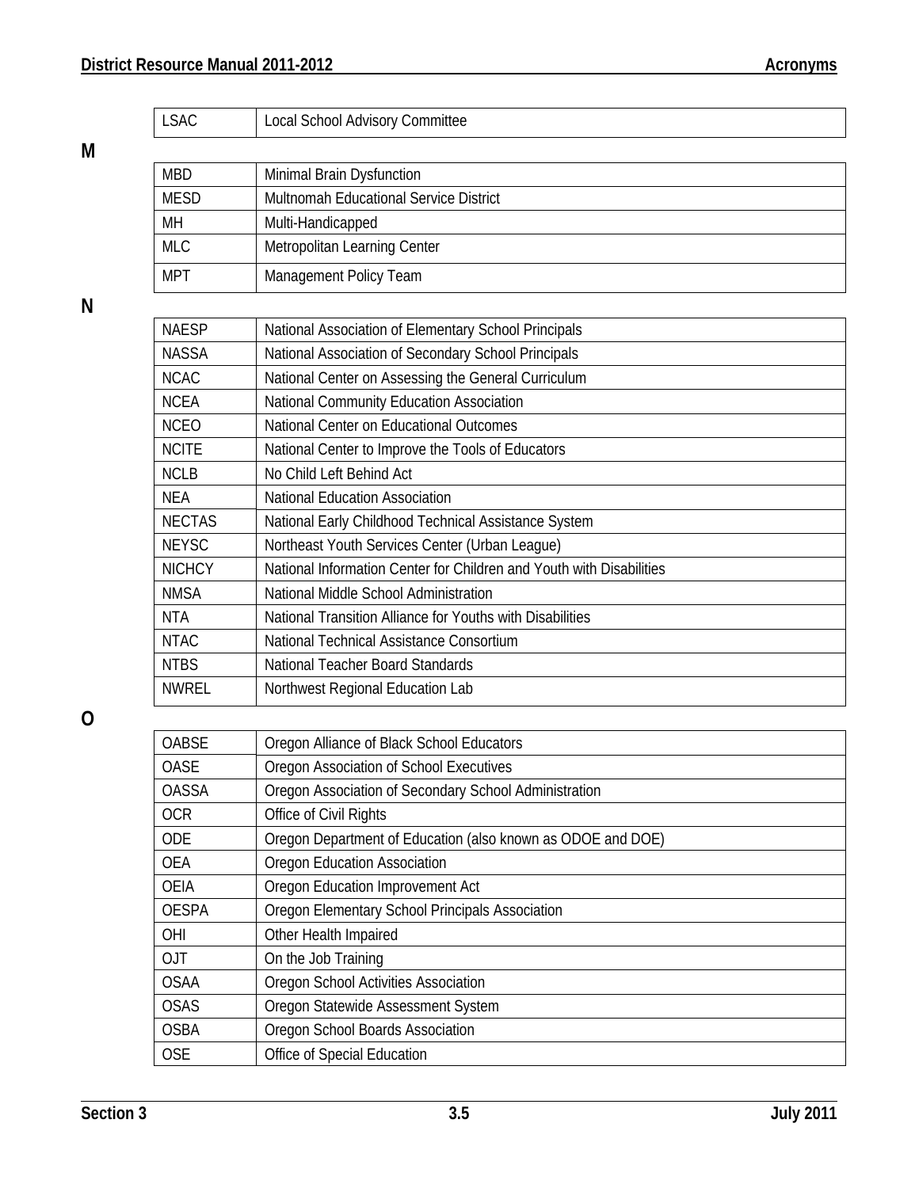| LSAC | Local School Advisory Committee |
|---|---|

## M

| MBD | Minimal Brain Dysfunction |
|---|---|
| MESD | Multnomah Educational Service District |
| MH | Multi-Handicapped |
| MLC | Metropolitan Learning Center |
| MPT | Management Policy Team |

## N

| NAESP | National Association of Elementary School Principals |
|---|---|
| NASSA | National Association of Secondary School Principals |
| NCAC | National Center on Assessing the General Curriculum |
| NCEA | National Community Education Association |
| NCEO | National Center on Educational Outcomes |
| NCITE | National Center to Improve the Tools of Educators |
| NCLB | No Child Left Behind Act |
| NEA | National Education Association |
| NECTAS | National Early Childhood Technical Assistance System |
| NEYSC | Northeast Youth Services Center (Urban League) |
| NICHCY | National Information Center for Children and Youth with Disabilities |
| NMSA | National Middle School Administration |
| NTA | National Transition Alliance for Youths with Disabilities |
| NTAC | National Technical Assistance Consortium |
| NTBS | National Teacher Board Standards |
| NWREL | Northwest Regional Education Lab |

## O

| OABSE | Oregon Alliance of Black School Educators |
|---|---|
| OASE | Oregon Association of School Executives |
| OASSA | Oregon Association of Secondary School Administration |
| OCR | Office of Civil Rights |
| ODE | Oregon Department of Education (also known as ODOE and DOE) |
| OEA | Oregon Education Association |
| OEIA | Oregon Education Improvement Act |
| OESPA | Oregon Elementary School Principals Association |
| OHI | Other Health Impaired |
| OJT | On the Job Training |
| OSAA | Oregon School Activities Association |
| OSAS | Oregon Statewide Assessment System |
| OSBA | Oregon School Boards Association |
| OSE | Office of Special Education |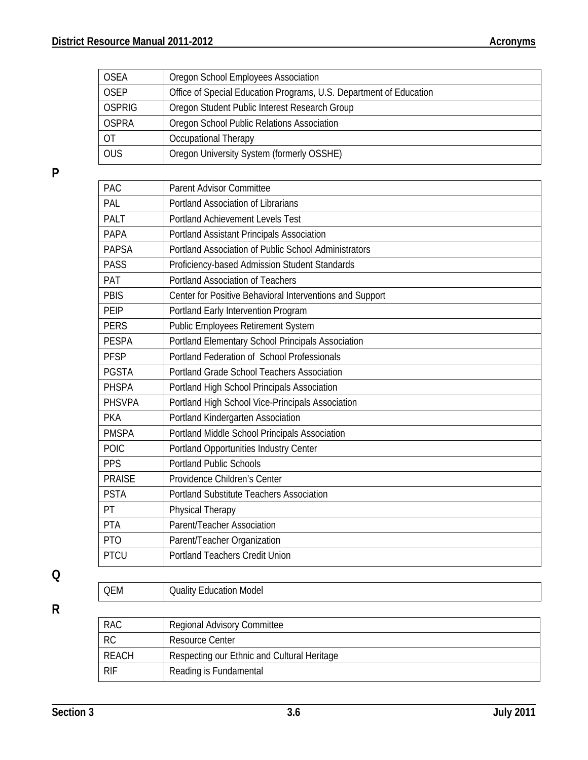| | |
|---|---|
| OSEA | Oregon School Employees Association |
| OSEP | Office of Special Education Programs, U.S. Department of Education |
| OSPRIG | Oregon Student Public Interest Research Group |
| OSPRA | Oregon School Public Relations Association |
| OT | Occupational Therapy |
| OUS | Oregon University System (formerly OSSHE) |

**P**

| | |
|---|---|
| PAC | Parent Advisor Committee |
| PAL | Portland Association of Librarians |
| PALT | Portland Achievement Levels Test |
| PAPA | Portland Assistant Principals Association |
| PAPSA | Portland Association of Public School Administrators |
| PASS | Proficiency-based Admission Student Standards |
| PAT | Portland Association of Teachers |
| PBIS | Center for Positive Behavioral Interventions and Support |
| PEIP | Portland Early Intervention Program |
| PERS | Public Employees Retirement System |
| PESPA | Portland Elementary School Principals Association |
| PFSP | Portland Federation of School Professionals |
| PGSTA | Portland Grade School Teachers Association |
| PHSPA | Portland High School Principals Association |
| PHSVPA | Portland High School Vice-Principals Association |
| PKA | Portland Kindergarten Association |
| PMSPA | Portland Middle School Principals Association |
| POIC | Portland Opportunities Industry Center |
| PPS | Portland Public Schools |
| PRAISE | Providence Children's Center |
| PSTA | Portland Substitute Teachers Association |
| PT | Physical Therapy |
| PTA | Parent/Teacher Association |
| PTO | Parent/Teacher Organization |
| PTCU | Portland Teachers Credit Union |

**Q**

| | |
|---|---|
| QEM | Quality Education Model |

**R**

| | |
|---|---|
| RAC | Regional Advisory Committee |
| RC | Resource Center |
| REACH | Respecting our Ethnic and Cultural Heritage |
| RIF | Reading is Fundamental |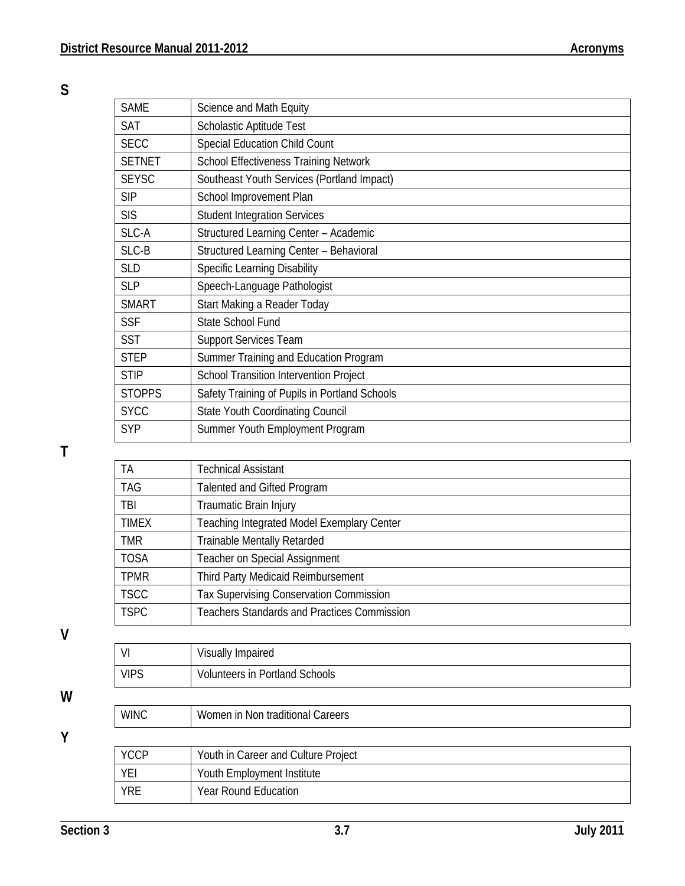## S

| | |
|---|---|
| SAME | Science and Math Equity |
| SAT | Scholastic Aptitude Test |
| SECC | Special Education Child Count |
| SETNET | School Effectiveness Training Network |
| SEYSC | Southeast Youth Services (Portland Impact) |
| SIP | School Improvement Plan |
| SIS | Student Integration Services |
| SLC-A | Structured Learning Center – Academic |
| SLC-B | Structured Learning Center – Behavioral |
| SLD | Specific Learning Disability |
| SLP | Speech-Language Pathologist |
| SMART | Start Making a Reader Today |
| SSF | State School Fund |
| SST | Support Services Team |
| STEP | Summer Training and Education Program |
| STIP | School Transition Intervention Project |
| STOPPS | Safety Training of Pupils in Portland Schools |
| SYCC | State Youth Coordinating Council |
| SYP | Summer Youth Employment Program |

## T

| | |
|---|---|
| TA | Technical Assistant |
| TAG | Talented and Gifted Program |
| TBI | Traumatic Brain Injury |
| TIMEX | Teaching Integrated Model Exemplary Center |
| TMR | Trainable Mentally Retarded |
| TOSA | Teacher on Special Assignment |
| TPMR | Third Party Medicaid Reimbursement |
| TSCC | Tax Supervising Conservation Commission |
| TSPC | Teachers Standards and Practices Commission |

## V

| | |
|---|---|
| VI | Visually Impaired |
| VIPS | Volunteers in Portland Schools |

## W

| | |
|---|---|
| WINC | Women in Non traditional Careers |

## Y

| | |
|---|---|
| YCCP | Youth in Career and Culture Project |
| YEI | Youth Employment Institute |
| YRE | Year Round Education |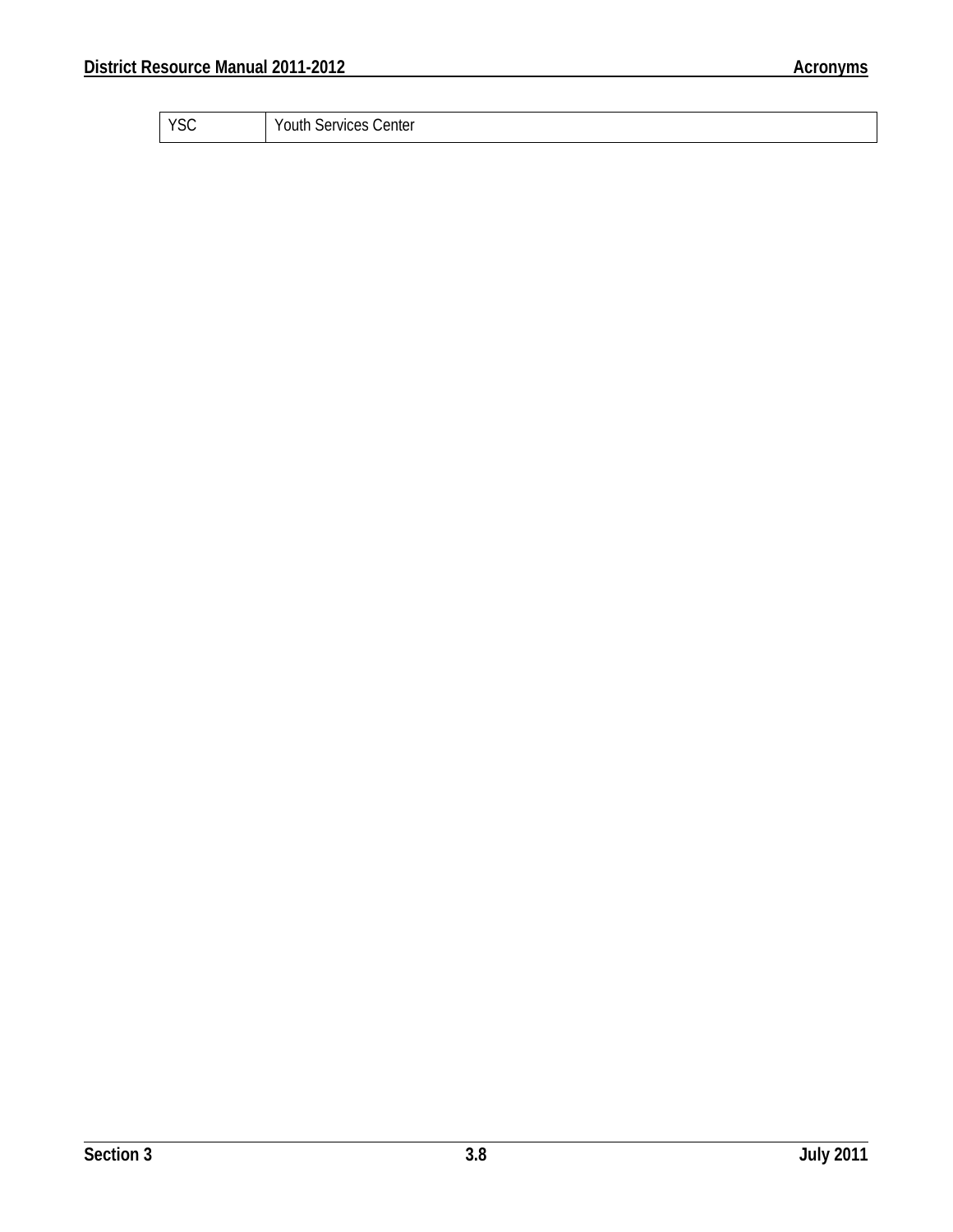| | |
|---|---|
| YSC | Youth Services Center |